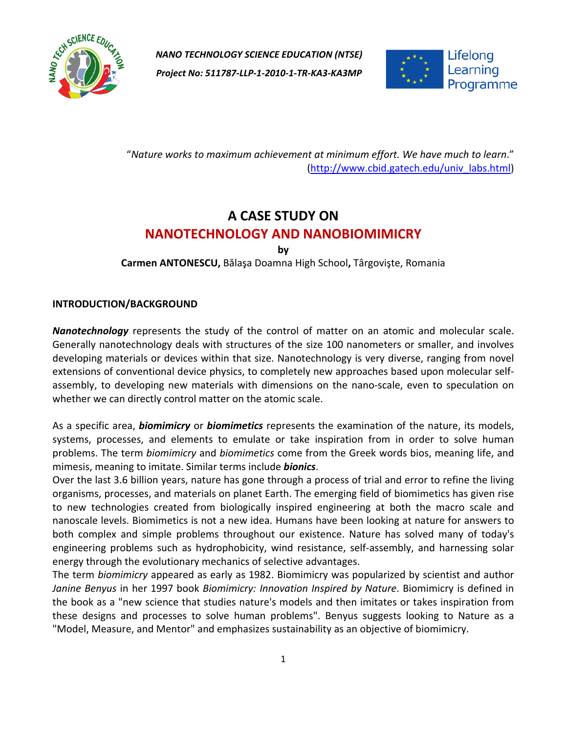*NANO TECHNOLOGY SCIENCE EDUCATION (NTSE)*

*Project No: 511787-LLP-1-2010-1-TR-KA3-KA3MP*

Lifelong Learning Programme

"*Nature works to maximum achievement at minimum effort. We have much to learn.*"
(http://www.cbid.gatech.edu/univ_labs.html)

# A CASE STUDY ON
# NANOTECHNOLOGY AND NANOBIOMIMICRY

**by**

**Carmen ANTONESCU,** Bălaşa Doamna High School**,** Târgovişte, Romania

## INTRODUCTION/BACKGROUND

***Nanotechnology*** represents the study of the control of matter on an atomic and molecular scale. Generally nanotechnology deals with structures of the size 100 nanometers or smaller, and involves developing materials or devices within that size. Nanotechnology is very diverse, ranging from novel extensions of conventional device physics, to completely new approaches based upon molecular self-assembly, to developing new materials with dimensions on the nano-scale, even to speculation on whether we can directly control matter on the atomic scale.

As a specific area, ***biomimicry*** or ***biomimetics*** represents the examination of the nature, its models, systems, processes, and elements to emulate or take inspiration from in order to solve human problems. The term *biomimicry* and *biomimetics* come from the Greek words bios, meaning life, and mimesis, meaning to imitate. Similar terms include ***bionics***.

Over the last 3.6 billion years, nature has gone through a process of trial and error to refine the living organisms, processes, and materials on planet Earth. The emerging field of biomimetics has given rise to new technologies created from biologically inspired engineering at both the macro scale and nanoscale levels. Biomimetics is not a new idea. Humans have been looking at nature for answers to both complex and simple problems throughout our existence. Nature has solved many of today's engineering problems such as hydrophobicity, wind resistance, self-assembly, and harnessing solar energy through the evolutionary mechanics of selective advantages.

The term *biomimicry* appeared as early as 1982. Biomimicry was popularized by scientist and author *Janine Benyus* in her 1997 book *Biomimicry: Innovation Inspired by Nature*. Biomimicry is defined in the book as a "new science that studies nature's models and then imitates or takes inspiration from these designs and processes to solve human problems". Benyus suggests looking to Nature as a "Model, Measure, and Mentor" and emphasizes sustainability as an objective of biomimicry.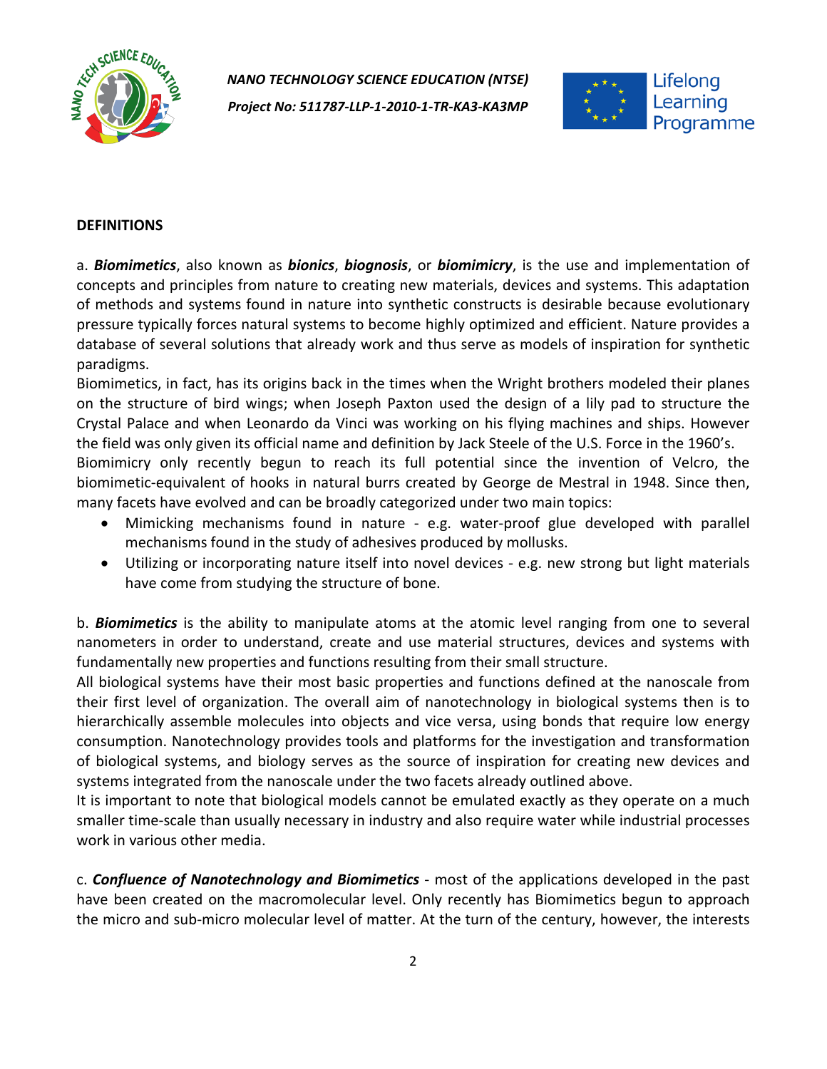**DEFINITIONS**

a. ***Biomimetics***, also known as ***bionics***, ***biognosis***, or ***biomimicry***, is the use and implementation of concepts and principles from nature to creating new materials, devices and systems. This adaptation of methods and systems found in nature into synthetic constructs is desirable because evolutionary pressure typically forces natural systems to become highly optimized and efficient. Nature provides a database of several solutions that already work and thus serve as models of inspiration for synthetic paradigms.
Biomimetics, in fact, has its origins back in the times when the Wright brothers modeled their planes on the structure of bird wings; when Joseph Paxton used the design of a lily pad to structure the Crystal Palace and when Leonardo da Vinci was working on his flying machines and ships. However the field was only given its official name and definition by Jack Steele of the U.S. Force in the 1960's.
Biomimicry only recently begun to reach its full potential since the invention of Velcro, the biomimetic-equivalent of hooks in natural burrs created by George de Mestral in 1948. Since then, many facets have evolved and can be broadly categorized under two main topics:

- Mimicking mechanisms found in nature - e.g. water-proof glue developed with parallel mechanisms found in the study of adhesives produced by mollusks.
- Utilizing or incorporating nature itself into novel devices - e.g. new strong but light materials have come from studying the structure of bone.

b. ***Biomimetics*** is the ability to manipulate atoms at the atomic level ranging from one to several nanometers in order to understand, create and use material structures, devices and systems with fundamentally new properties and functions resulting from their small structure.
All biological systems have their most basic properties and functions defined at the nanoscale from their first level of organization. The overall aim of nanotechnology in biological systems then is to hierarchically assemble molecules into objects and vice versa, using bonds that require low energy consumption. Nanotechnology provides tools and platforms for the investigation and transformation of biological systems, and biology serves as the source of inspiration for creating new devices and systems integrated from the nanoscale under the two facets already outlined above.
It is important to note that biological models cannot be emulated exactly as they operate on a much smaller time-scale than usually necessary in industry and also require water while industrial processes work in various other media.

c. ***Confluence of Nanotechnology and Biomimetics*** - most of the applications developed in the past have been created on the macromolecular level. Only recently has Biomimetics begun to approach the micro and sub-micro molecular level of matter. At the turn of the century, however, the interests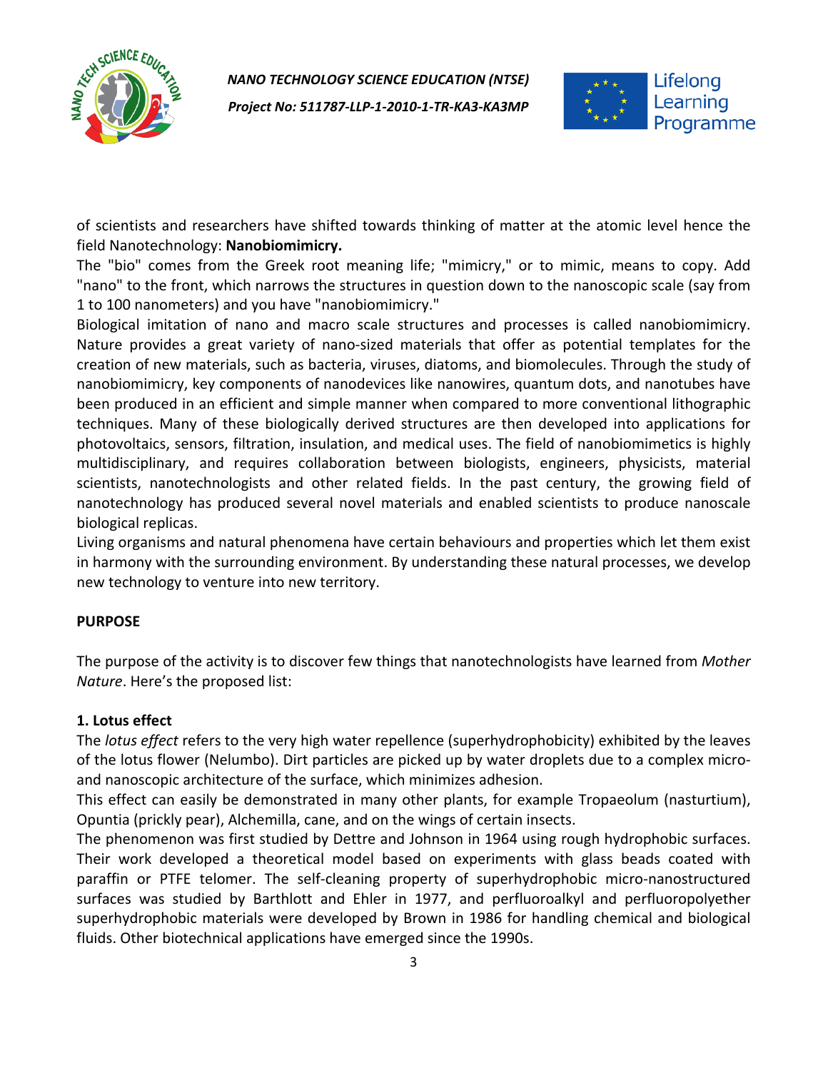of scientists and researchers have shifted towards thinking of matter at the atomic level hence the field Nanotechnology: **Nanobiomimicry.**

The "bio" comes from the Greek root meaning life; "mimicry," or to mimic, means to copy. Add "nano" to the front, which narrows the structures in question down to the nanoscopic scale (say from 1 to 100 nanometers) and you have "nanobiomimicry."

Biological imitation of nano and macro scale structures and processes is called nanobiomimicry. Nature provides a great variety of nano-sized materials that offer as potential templates for the creation of new materials, such as bacteria, viruses, diatoms, and biomolecules. Through the study of nanobiomimicry, key components of nanodevices like nanowires, quantum dots, and nanotubes have been produced in an efficient and simple manner when compared to more conventional lithographic techniques. Many of these biologically derived structures are then developed into applications for photovoltaics, sensors, filtration, insulation, and medical uses. The field of nanobiomimetics is highly multidisciplinary, and requires collaboration between biologists, engineers, physicists, material scientists, nanotechnologists and other related fields. In the past century, the growing field of nanotechnology has produced several novel materials and enabled scientists to produce nanoscale biological replicas.

Living organisms and natural phenomena have certain behaviours and properties which let them exist in harmony with the surrounding environment. By understanding these natural processes, we develop new technology to venture into new territory.

## PURPOSE

The purpose of the activity is to discover few things that nanotechnologists have learned from *Mother Nature*. Here's the proposed list:

### 1. Lotus effect

The *lotus effect* refers to the very high water repellence (superhydrophobicity) exhibited by the leaves of the lotus flower (Nelumbo). Dirt particles are picked up by water droplets due to a complex micro- and nanoscopic architecture of the surface, which minimizes adhesion.

This effect can easily be demonstrated in many other plants, for example Tropaeolum (nasturtium), Opuntia (prickly pear), Alchemilla, cane, and on the wings of certain insects.

The phenomenon was first studied by Dettre and Johnson in 1964 using rough hydrophobic surfaces. Their work developed a theoretical model based on experiments with glass beads coated with paraffin or PTFE telomer. The self-cleaning property of superhydrophobic micro-nanostructured surfaces was studied by Barthlott and Ehler in 1977, and perfluoroalkyl and perfluoropolyether superhydrophobic materials were developed by Brown in 1986 for handling chemical and biological fluids. Other biotechnical applications have emerged since the 1990s.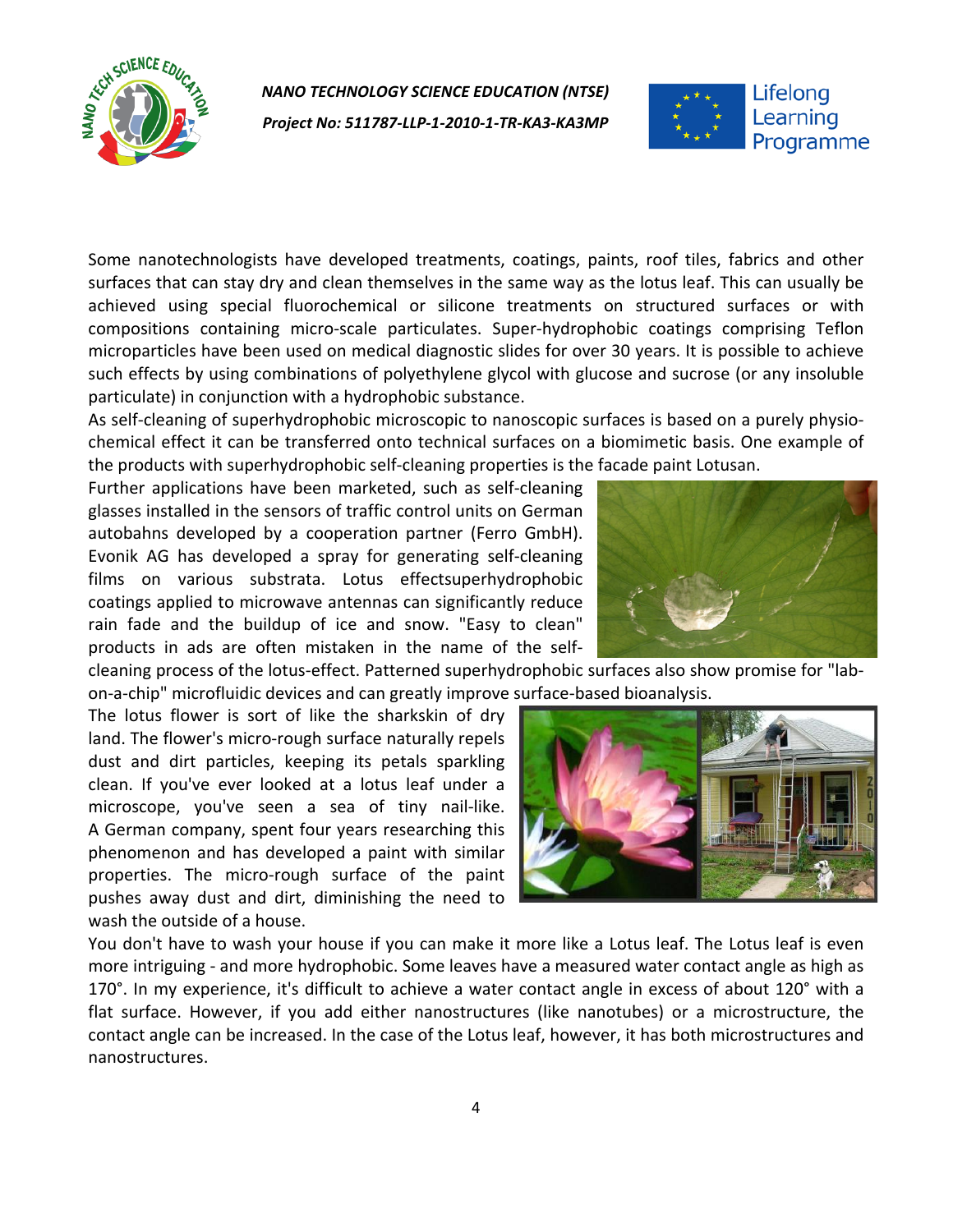Some nanotechnologists have developed treatments, coatings, paints, roof tiles, fabrics and other surfaces that can stay dry and clean themselves in the same way as the lotus leaf. This can usually be achieved using special fluorochemical or silicone treatments on structured surfaces or with compositions containing micro-scale particulates. Super-hydrophobic coatings comprising Teflon microparticles have been used on medical diagnostic slides for over 30 years. It is possible to achieve such effects by using combinations of polyethylene glycol with glucose and sucrose (or any insoluble particulate) in conjunction with a hydrophobic substance.

As self-cleaning of superhydrophobic microscopic to nanoscopic surfaces is based on a purely physio-chemical effect it can be transferred onto technical surfaces on a biomimetic basis. One example of the products with superhydrophobic self-cleaning properties is the facade paint Lotusan.

Further applications have been marketed, such as self-cleaning glasses installed in the sensors of traffic control units on German autobahns developed by a cooperation partner (Ferro GmbH). Evonik AG has developed a spray for generating self-cleaning films on various substrata. Lotus effectsuperhydrophobic coatings applied to microwave antennas can significantly reduce rain fade and the buildup of ice and snow. "Easy to clean" products in ads are often mistaken in the name of the self-cleaning process of the lotus-effect. Patterned superhydrophobic surfaces also show promise for "lab-on-a-chip" microfluidic devices and can greatly improve surface-based bioanalysis.

The lotus flower is sort of like the sharkskin of dry land. The flower's micro-rough surface naturally repels dust and dirt particles, keeping its petals sparkling clean. If you've ever looked at a lotus leaf under a microscope, you've seen a sea of tiny nail-like. A German company, spent four years researching this phenomenon and has developed a paint with similar properties. The micro-rough surface of the paint pushes away dust and dirt, diminishing the need to wash the outside of a house.

You don't have to wash your house if you can make it more like a Lotus leaf. The Lotus leaf is even more intriguing - and more hydrophobic. Some leaves have a measured water contact angle as high as 170°. In my experience, it's difficult to achieve a water contact angle in excess of about 120° with a flat surface. However, if you add either nanostructures (like nanotubes) or a microstructure, the contact angle can be increased. In the case of the Lotus leaf, however, it has both microstructures and nanostructures.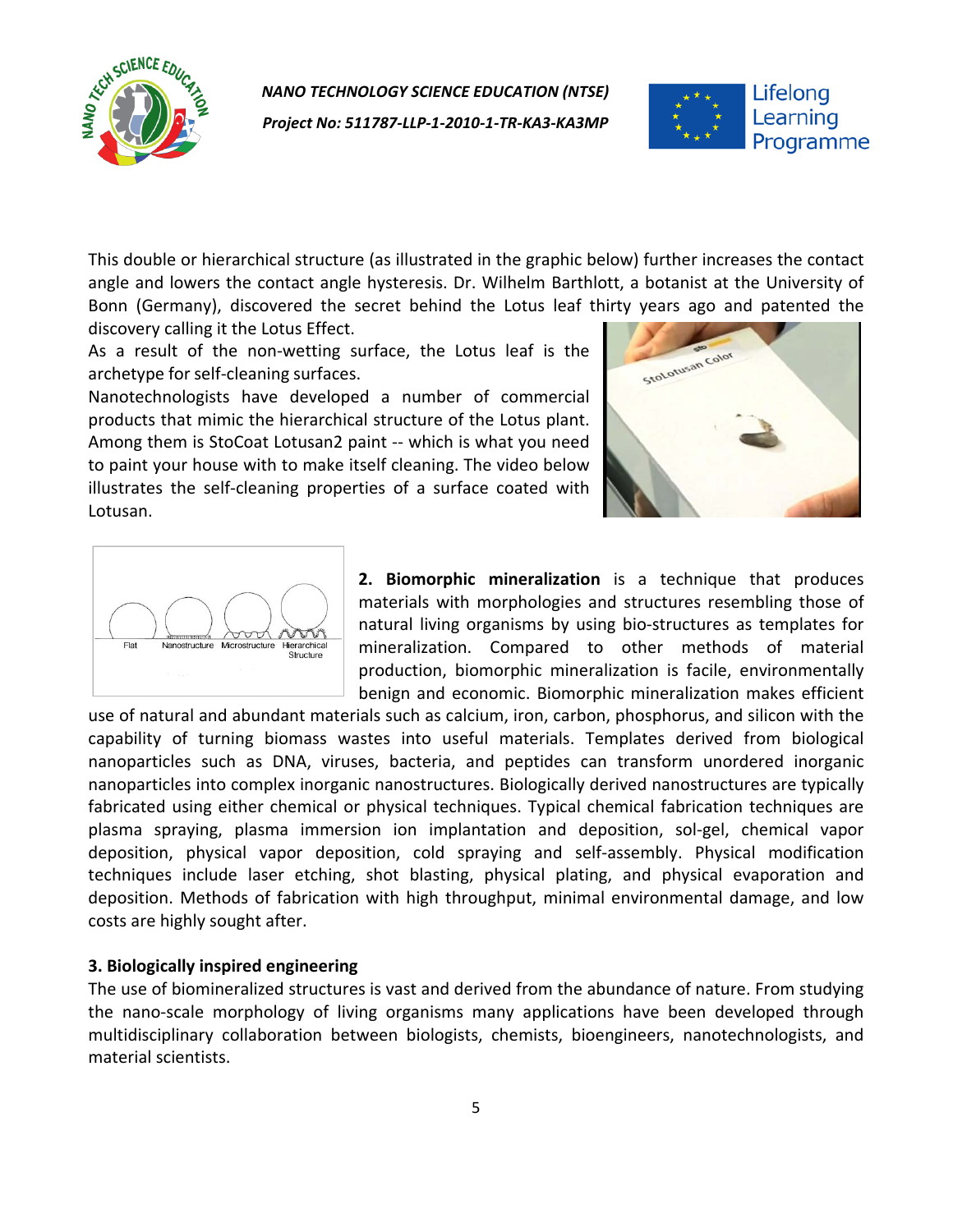This double or hierarchical structure (as illustrated in the graphic below) further increases the contact angle and lowers the contact angle hysteresis. Dr. Wilhelm Barthlott, a botanist at the University of Bonn (Germany), discovered the secret behind the Lotus leaf thirty years ago and patented the discovery calling it the Lotus Effect.

As a result of the non-wetting surface, the Lotus leaf is the archetype for self-cleaning surfaces.

Nanotechnologists have developed a number of commercial products that mimic the hierarchical structure of the Lotus plant. Among them is StoCoat Lotusan2 paint -- which is what you need to paint your house with to make itself cleaning. The video below illustrates the self-cleaning properties of a surface coated with Lotusan.

**2. Biomorphic mineralization** is a technique that produces materials with morphologies and structures resembling those of natural living organisms by using bio-structures as templates for mineralization. Compared to other methods of material production, biomorphic mineralization is facile, environmentally benign and economic. Biomorphic mineralization makes efficient use of natural and abundant materials such as calcium, iron, carbon, phosphorus, and silicon with the capability of turning biomass wastes into useful materials. Templates derived from biological nanoparticles such as DNA, viruses, bacteria, and peptides can transform unordered inorganic nanoparticles into complex inorganic nanostructures. Biologically derived nanostructures are typically fabricated using either chemical or physical techniques. Typical chemical fabrication techniques are plasma spraying, plasma immersion ion implantation and deposition, sol-gel, chemical vapor deposition, physical vapor deposition, cold spraying and self-assembly. Physical modification techniques include laser etching, shot blasting, physical plating, and physical evaporation and deposition. Methods of fabrication with high throughput, minimal environmental damage, and low costs are highly sought after.

**3. Biologically inspired engineering**

The use of biomineralized structures is vast and derived from the abundance of nature. From studying the nano-scale morphology of living organisms many applications have been developed through multidisciplinary collaboration between biologists, chemists, bioengineers, nanotechnologists, and material scientists.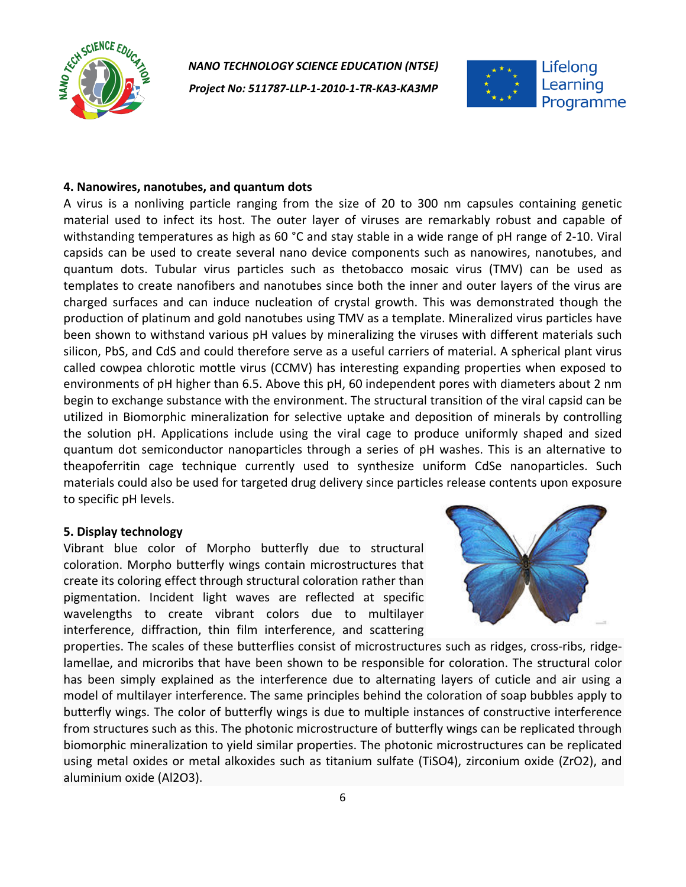**4. Nanowires, nanotubes, and quantum dots**

A virus is a nonliving particle ranging from the size of 20 to 300 nm capsules containing genetic material used to infect its host. The outer layer of viruses are remarkably robust and capable of withstanding temperatures as high as 60 °C and stay stable in a wide range of pH range of 2-10. Viral capsids can be used to create several nano device components such as nanowires, nanotubes, and quantum dots. Tubular virus particles such as thetobacco mosaic virus (TMV) can be used as templates to create nanofibers and nanotubes since both the inner and outer layers of the virus are charged surfaces and can induce nucleation of crystal growth. This was demonstrated though the production of platinum and gold nanotubes using TMV as a template. Mineralized virus particles have been shown to withstand various pH values by mineralizing the viruses with different materials such silicon, PbS, and CdS and could therefore serve as a useful carriers of material. A spherical plant virus called cowpea chlorotic mottle virus (CCMV) has interesting expanding properties when exposed to environments of pH higher than 6.5. Above this pH, 60 independent pores with diameters about 2 nm begin to exchange substance with the environment. The structural transition of the viral capsid can be utilized in Biomorphic mineralization for selective uptake and deposition of minerals by controlling the solution pH. Applications include using the viral cage to produce uniformly shaped and sized quantum dot semiconductor nanoparticles through a series of pH washes. This is an alternative to theapoferritin cage technique currently used to synthesize uniform CdSe nanoparticles. Such materials could also be used for targeted drug delivery since particles release contents upon exposure to specific pH levels.

**5. Display technology**

Vibrant blue color of Morpho butterfly due to structural coloration. Morpho butterfly wings contain microstructures that create its coloring effect through structural coloration rather than pigmentation. Incident light waves are reflected at specific wavelengths to create vibrant colors due to multilayer interference, diffraction, thin film interference, and scattering properties. The scales of these butterflies consist of microstructures such as ridges, cross-ribs, ridge-lamellae, and microribs that have been shown to be responsible for coloration. The structural color has been simply explained as the interference due to alternating layers of cuticle and air using a model of multilayer interference. The same principles behind the coloration of soap bubbles apply to butterfly wings. The color of butterfly wings is due to multiple instances of constructive interference from structures such as this. The photonic microstructure of butterfly wings can be replicated through biomorphic mineralization to yield similar properties. The photonic microstructures can be replicated using metal oxides or metal alkoxides such as titanium sulfate ($TiSO_4$), zirconium oxide ($ZrO_2$), and aluminium oxide ($Al_2O_3$).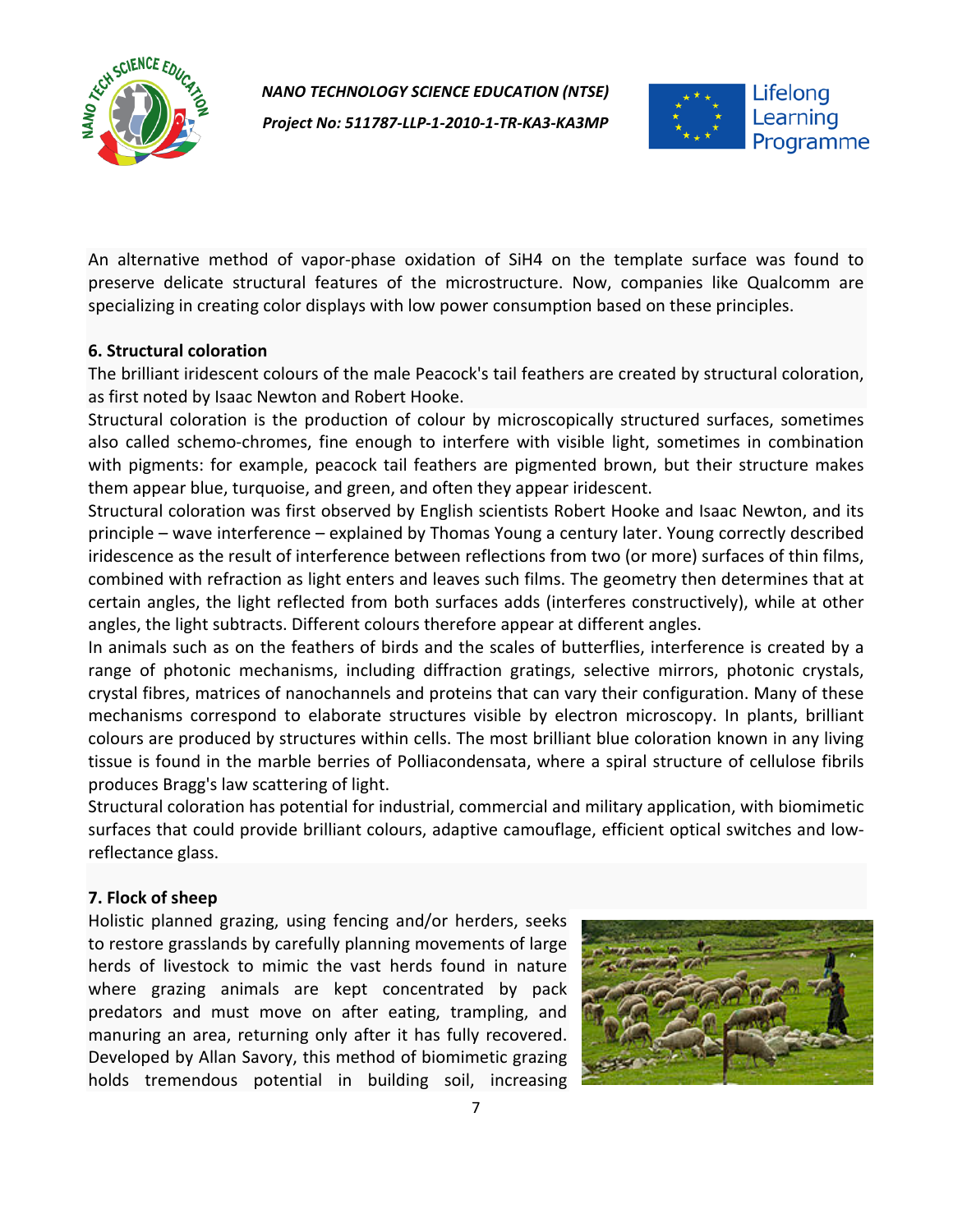An alternative method of vapor-phase oxidation of $SiH_4$ on the template surface was found to preserve delicate structural features of the microstructure. Now, companies like Qualcomm are specializing in creating color displays with low power consumption based on these principles.

### 6. Structural coloration

The brilliant iridescent colours of the male Peacock's tail feathers are created by structural coloration, as first noted by Isaac Newton and Robert Hooke.

Structural coloration is the production of colour by microscopically structured surfaces, sometimes also called schemo-chromes, fine enough to interfere with visible light, sometimes in combination with pigments: for example, peacock tail feathers are pigmented brown, but their structure makes them appear blue, turquoise, and green, and often they appear iridescent.

Structural coloration was first observed by English scientists Robert Hooke and Isaac Newton, and its principle – wave interference – explained by Thomas Young a century later. Young correctly described iridescence as the result of interference between reflections from two (or more) surfaces of thin films, combined with refraction as light enters and leaves such films. The geometry then determines that at certain angles, the light reflected from both surfaces adds (interferes constructively), while at other angles, the light subtracts. Different colours therefore appear at different angles.

In animals such as on the feathers of birds and the scales of butterflies, interference is created by a range of photonic mechanisms, including diffraction gratings, selective mirrors, photonic crystals, crystal fibres, matrices of nanochannels and proteins that can vary their configuration. Many of these mechanisms correspond to elaborate structures visible by electron microscopy. In plants, brilliant colours are produced by structures within cells. The most brilliant blue coloration known in any living tissue is found in the marble berries of Polliacondensata, where a spiral structure of cellulose fibrils produces Bragg's law scattering of light.

Structural coloration has potential for industrial, commercial and military application, with biomimetic surfaces that could provide brilliant colours, adaptive camouflage, efficient optical switches and low-reflectance glass.

### 7. Flock of sheep

Holistic planned grazing, using fencing and/or herders, seeks to restore grasslands by carefully planning movements of large herds of livestock to mimic the vast herds found in nature where grazing animals are kept concentrated by pack predators and must move on after eating, trampling, and manuring an area, returning only after it has fully recovered. Developed by Allan Savory, this method of biomimetic grazing holds tremendous potential in building soil, increasing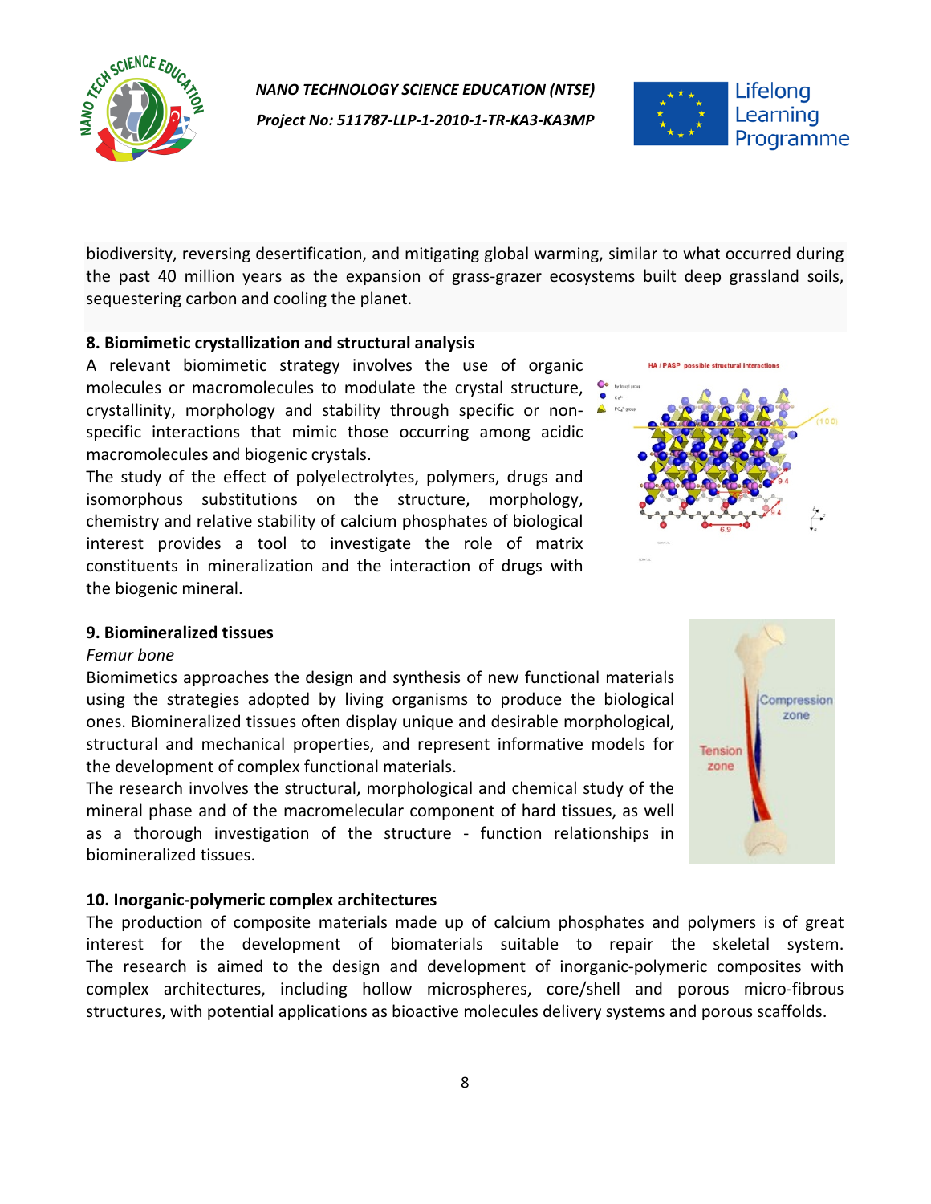biodiversity, reversing desertification, and mitigating global warming, similar to what occurred during the past 40 million years as the expansion of grass-grazer ecosystems built deep grassland soils, sequestering carbon and cooling the planet.

**8. Biomimetic crystallization and structural analysis**

A relevant biomimetic strategy involves the use of organic molecules or macromolecules to modulate the crystal structure, crystallinity, morphology and stability through specific or non-specific interactions that mimic those occurring among acidic macromolecules and biogenic crystals.

The study of the effect of polyelectrolytes, polymers, drugs and isomorphous substitutions on the structure, morphology, chemistry and relative stability of calcium phosphates of biological interest provides a tool to investigate the role of matrix constituents in mineralization and the interaction of drugs with the biogenic mineral.

**9. Biomineralized tissues**

*Femur bone*

Biomimetics approaches the design and synthesis of new functional materials using the strategies adopted by living organisms to produce the biological ones. Biomineralized tissues often display unique and desirable morphological, structural and mechanical properties, and represent informative models for the development of complex functional materials.

The research involves the structural, morphological and chemical study of the mineral phase and of the macromelecular component of hard tissues, as well as a thorough investigation of the structure - function relationships in biomineralized tissues.

**10. Inorganic-polymeric complex architectures**

The production of composite materials made up of calcium phosphates and polymers is of great interest for the development of biomaterials suitable to repair the skeletal system. The research is aimed to the design and development of inorganic-polymeric composites with complex architectures, including hollow microspheres, core/shell and porous micro-fibrous structures, with potential applications as bioactive molecules delivery systems and porous scaffolds.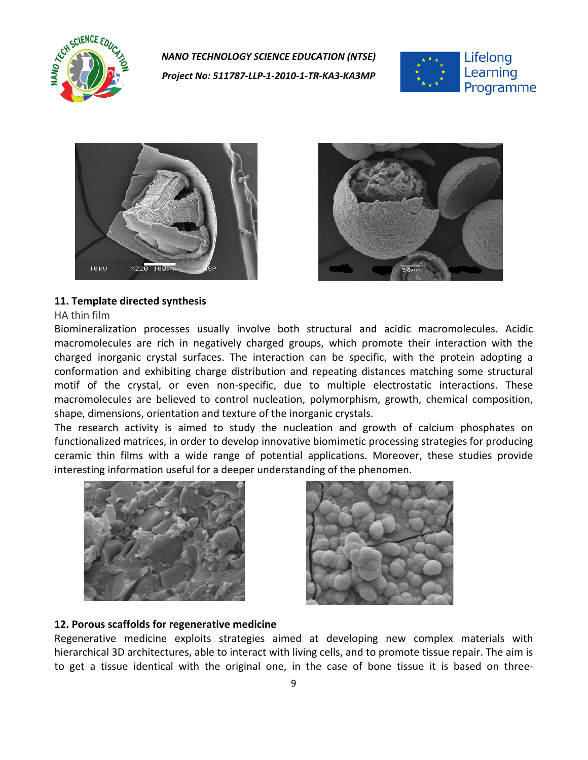## 11. Template directed synthesis

HA thin film

Biomineralization processes usually involve both structural and acidic macromolecules. Acidic macromolecules are rich in negatively charged groups, which promote their interaction with the charged inorganic crystal surfaces. The interaction can be specific, with the protein adopting a conformation and exhibiting charge distribution and repeating distances matching some structural motif of the crystal, or even non-specific, due to multiple electrostatic interactions. These macromolecules are believed to control nucleation, polymorphism, growth, chemical composition, shape, dimensions, orientation and texture of the inorganic crystals.

The research activity is aimed to study the nucleation and growth of calcium phosphates on functionalized matrices, in order to develop innovative biomimetic processing strategies for producing ceramic thin films with a wide range of potential applications. Moreover, these studies provide interesting information useful for a deeper understanding of the phenomen.

## 12. Porous scaffolds for regenerative medicine

Regenerative medicine exploits strategies aimed at developing new complex materials with hierarchical 3D architectures, able to interact with living cells, and to promote tissue repair. The aim is to get a tissue identical with the original one, in the case of bone tissue it is based on three-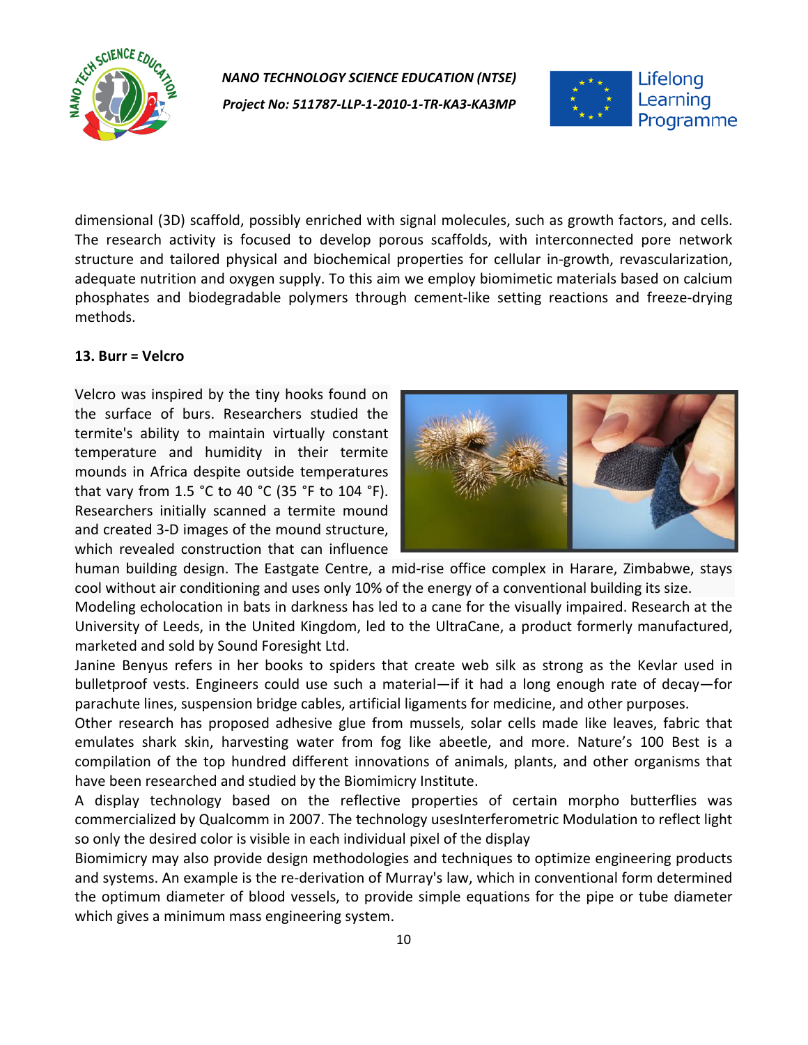dimensional (3D) scaffold, possibly enriched with signal molecules, such as growth factors, and cells. The research activity is focused to develop porous scaffolds, with interconnected pore network structure and tailored physical and biochemical properties for cellular in-growth, revascularization, adequate nutrition and oxygen supply. To this aim we employ biomimetic materials based on calcium phosphates and biodegradable polymers through cement-like setting reactions and freeze-drying methods.

**13. Burr = Velcro**

Velcro was inspired by the tiny hooks found on the surface of burs. Researchers studied the termite's ability to maintain virtually constant temperature and humidity in their termite mounds in Africa despite outside temperatures that vary from 1.5 °C to 40 °C (35 °F to 104 °F). Researchers initially scanned a termite mound and created 3-D images of the mound structure, which revealed construction that can influence human building design. The Eastgate Centre, a mid-rise office complex in Harare, Zimbabwe, stays cool without air conditioning and uses only 10% of the energy of a conventional building its size.

Modeling echolocation in bats in darkness has led to a cane for the visually impaired. Research at the University of Leeds, in the United Kingdom, led to the UltraCane, a product formerly manufactured, marketed and sold by Sound Foresight Ltd.

Janine Benyus refers in her books to spiders that create web silk as strong as the Kevlar used in bulletproof vests. Engineers could use such a material—if it had a long enough rate of decay—for parachute lines, suspension bridge cables, artificial ligaments for medicine, and other purposes.

Other research has proposed adhesive glue from mussels, solar cells made like leaves, fabric that emulates shark skin, harvesting water from fog like abeetle, and more. Nature's 100 Best is a compilation of the top hundred different innovations of animals, plants, and other organisms that have been researched and studied by the Biomimicry Institute.

A display technology based on the reflective properties of certain morpho butterflies was commercialized by Qualcomm in 2007. The technology usesInterferometric Modulation to reflect light so only the desired color is visible in each individual pixel of the display

Biomimicry may also provide design methodologies and techniques to optimize engineering products and systems. An example is the re-derivation of Murray's law, which in conventional form determined the optimum diameter of blood vessels, to provide simple equations for the pipe or tube diameter which gives a minimum mass engineering system.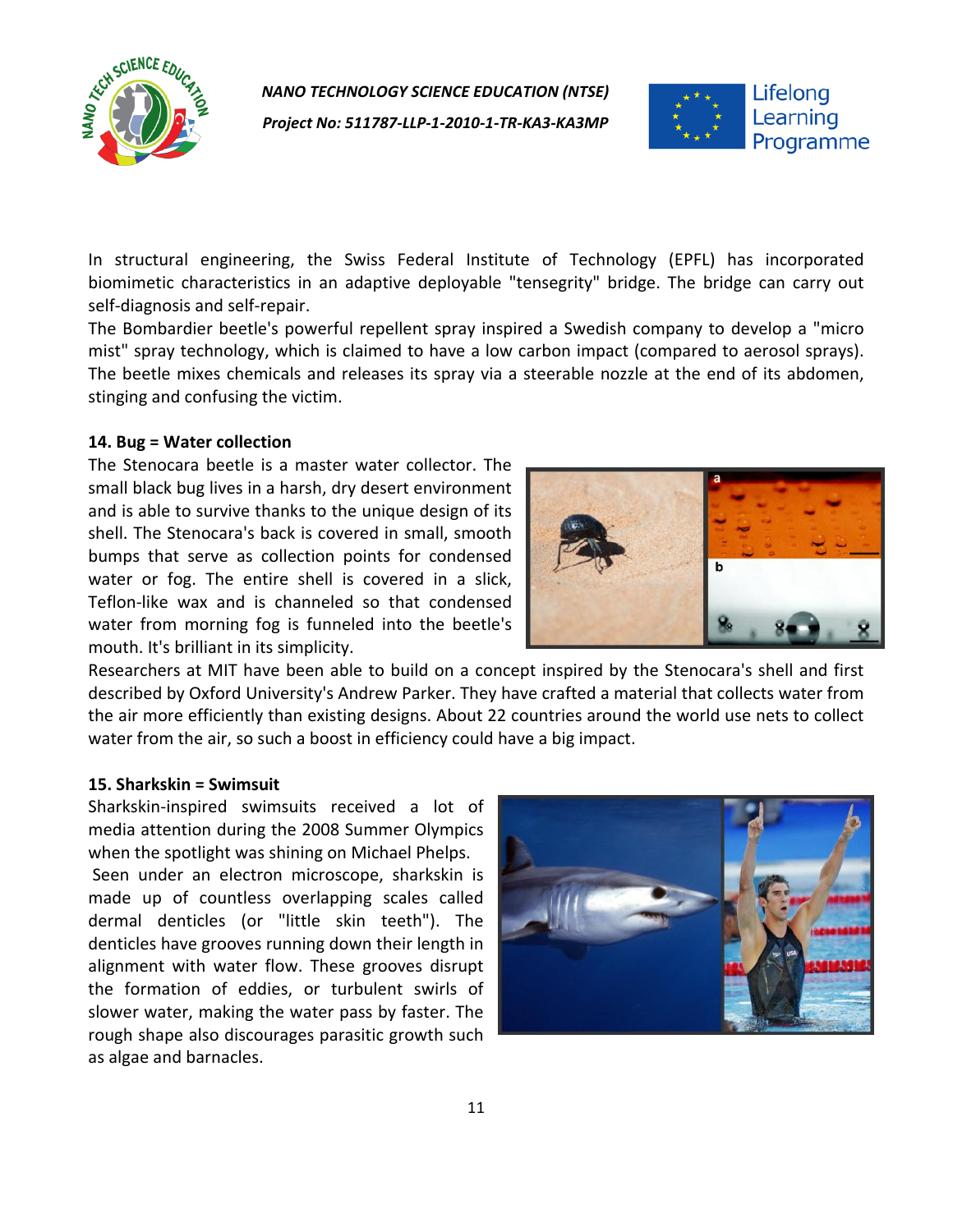In structural engineering, the Swiss Federal Institute of Technology (EPFL) has incorporated biomimetic characteristics in an adaptive deployable "tensegrity" bridge. The bridge can carry out self-diagnosis and self-repair.

The Bombardier beetle's powerful repellent spray inspired a Swedish company to develop a "micro mist" spray technology, which is claimed to have a low carbon impact (compared to aerosol sprays). The beetle mixes chemicals and releases its spray via a steerable nozzle at the end of its abdomen, stinging and confusing the victim.

**14. Bug = Water collection**

The Stenocara beetle is a master water collector. The small black bug lives in a harsh, dry desert environment and is able to survive thanks to the unique design of its shell. The Stenocara's back is covered in small, smooth bumps that serve as collection points for condensed water or fog. The entire shell is covered in a slick, Teflon-like wax and is channeled so that condensed water from morning fog is funneled into the beetle's mouth. It's brilliant in its simplicity.

Researchers at MIT have been able to build on a concept inspired by the Stenocara's shell and first described by Oxford University's Andrew Parker. They have crafted a material that collects water from the air more efficiently than existing designs. About 22 countries around the world use nets to collect water from the air, so such a boost in efficiency could have a big impact.

**15. Sharkskin = Swimsuit**

Sharkskin-inspired swimsuits received a lot of media attention during the 2008 Summer Olympics when the spotlight was shining on Michael Phelps.

Seen under an electron microscope, sharkskin is made up of countless overlapping scales called dermal denticles (or "little skin teeth"). The denticles have grooves running down their length in alignment with water flow. These grooves disrupt the formation of eddies, or turbulent swirls of slower water, making the water pass by faster. The rough shape also discourages parasitic growth such as algae and barnacles.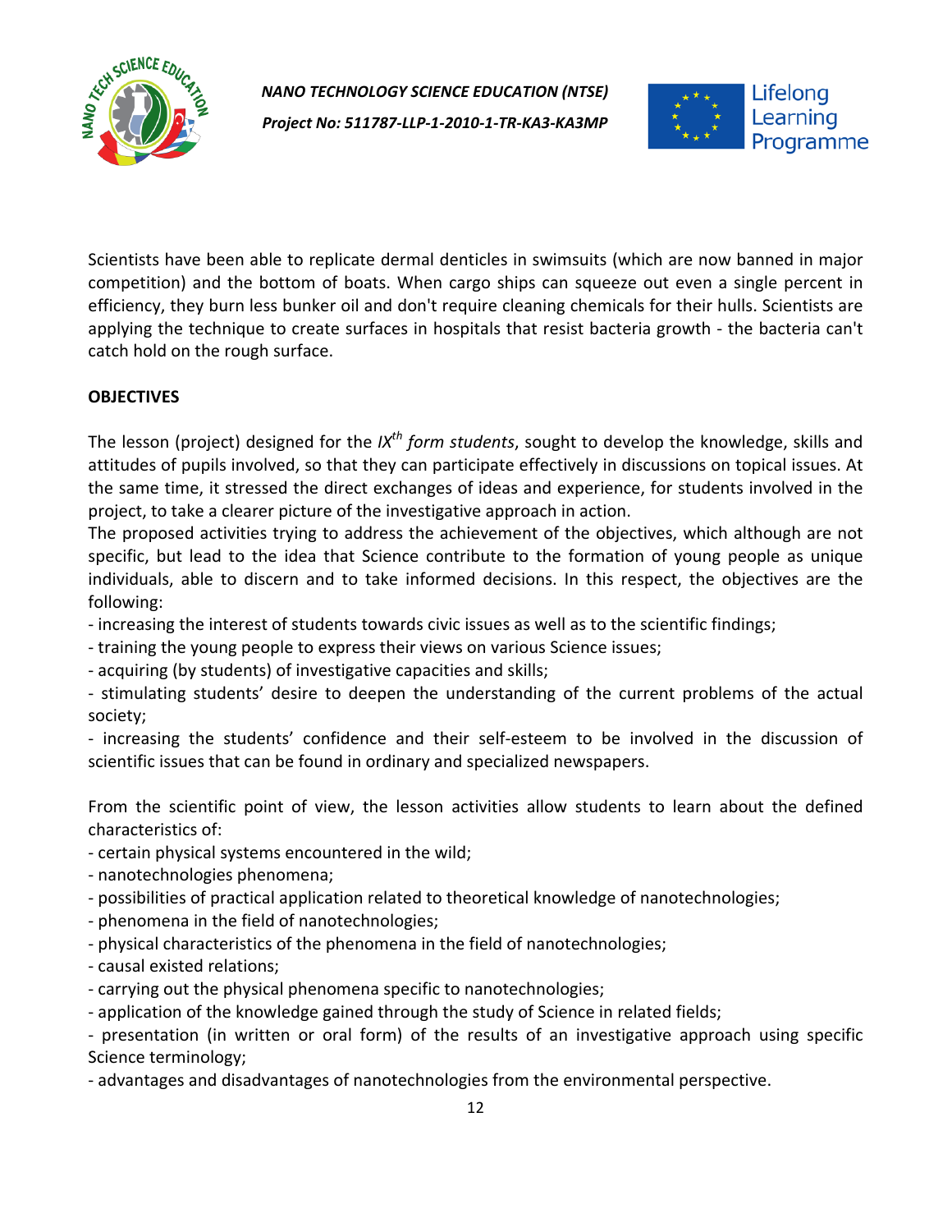Scientists have been able to replicate dermal denticles in swimsuits (which are now banned in major competition) and the bottom of boats. When cargo ships can squeeze out even a single percent in efficiency, they burn less bunker oil and don't require cleaning chemicals for their hulls. Scientists are applying the technique to create surfaces in hospitals that resist bacteria growth - the bacteria can't catch hold on the rough surface.

**OBJECTIVES**

The lesson (project) designed for the *IX$^{th}$ form students*, sought to develop the knowledge, skills and attitudes of pupils involved, so that they can participate effectively in discussions on topical issues. At the same time, it stressed the direct exchanges of ideas and experience, for students involved in the project, to take a clearer picture of the investigative approach in action.
The proposed activities trying to address the achievement of the objectives, which although are not specific, but lead to the idea that Science contribute to the formation of young people as unique individuals, able to discern and to take informed decisions. In this respect, the objectives are the following:
- increasing the interest of students towards civic issues as well as to the scientific findings;
- training the young people to express their views on various Science issues;
- acquiring (by students) of investigative capacities and skills;
- stimulating students' desire to deepen the understanding of the current problems of the actual society;
- increasing the students' confidence and their self-esteem to be involved in the discussion of scientific issues that can be found in ordinary and specialized newspapers.

From the scientific point of view, the lesson activities allow students to learn about the defined characteristics of:
- certain physical systems encountered in the wild;
- nanotechnologies phenomena;
- possibilities of practical application related to theoretical knowledge of nanotechnologies;
- phenomena in the field of nanotechnologies;
- physical characteristics of the phenomena in the field of nanotechnologies;
- causal existed relations;
- carrying out the physical phenomena specific to nanotechnologies;
- application of the knowledge gained through the study of Science in related fields;
- presentation (in written or oral form) of the results of an investigative approach using specific Science terminology;
- advantages and disadvantages of nanotechnologies from the environmental perspective.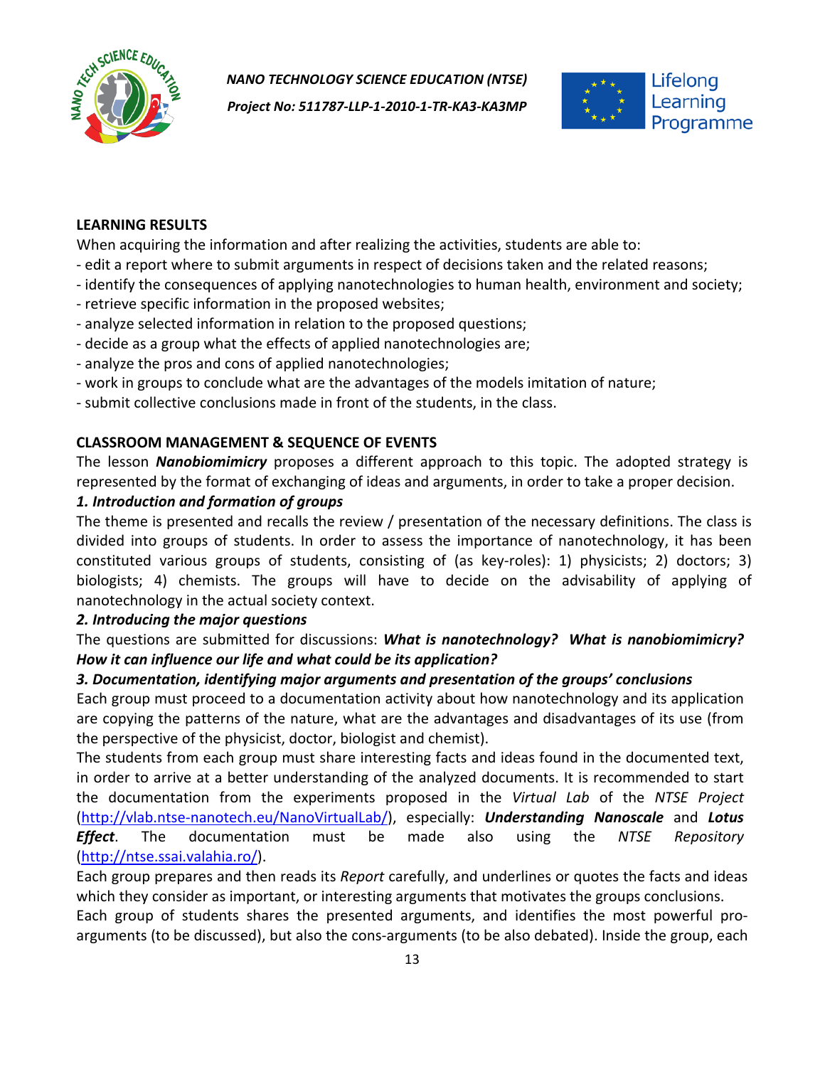**LEARNING RESULTS**

When acquiring the information and after realizing the activities, students are able to:

- edit a report where to submit arguments in respect of decisions taken and the related reasons;
- identify the consequences of applying nanotechnologies to human health, environment and society;
- retrieve specific information in the proposed websites;
- analyze selected information in relation to the proposed questions;
- decide as a group what the effects of applied nanotechnologies are;
- analyze the pros and cons of applied nanotechnologies;
- work in groups to conclude what are the advantages of the models imitation of nature;
- submit collective conclusions made in front of the students, in the class.

**CLASSROOM MANAGEMENT & SEQUENCE OF EVENTS**

The lesson ***Nanobiomimicry*** proposes a different approach to this topic. The adopted strategy is represented by the format of exchanging of ideas and arguments, in order to take a proper decision.

***1. Introduction and formation of groups***

The theme is presented and recalls the review / presentation of the necessary definitions. The class is divided into groups of students. In order to assess the importance of nanotechnology, it has been constituted various groups of students, consisting of (as key-roles): 1) physicists; 2) doctors; 3) biologists; 4) chemists. The groups will have to decide on the advisability of applying of nanotechnology in the actual society context.

***2. Introducing the major questions***

The questions are submitted for discussions: ***What is nanotechnology? What is nanobiomimicry? How it can influence our life and what could be its application?***

***3. Documentation, identifying major arguments and presentation of the groups' conclusions***

Each group must proceed to a documentation activity about how nanotechnology and its application are copying the patterns of the nature, what are the advantages and disadvantages of its use (from the perspective of the physicist, doctor, biologist and chemist).

The students from each group must share interesting facts and ideas found in the documented text, in order to arrive at a better understanding of the analyzed documents. It is recommended to start the documentation from the experiments proposed in the *Virtual Lab* of the *NTSE Project* (http://vlab.ntse-nanotech.eu/NanoVirtualLab/), especially: ***Understanding Nanoscale*** and ***Lotus Effect***. The documentation must be made also using the *NTSE Repository* (http://ntse.ssai.valahia.ro/).

Each group prepares and then reads its *Report* carefully, and underlines or quotes the facts and ideas which they consider as important, or interesting arguments that motivates the groups conclusions.

Each group of students shares the presented arguments, and identifies the most powerful pro-arguments (to be discussed), but also the cons-arguments (to be also debated). Inside the group, each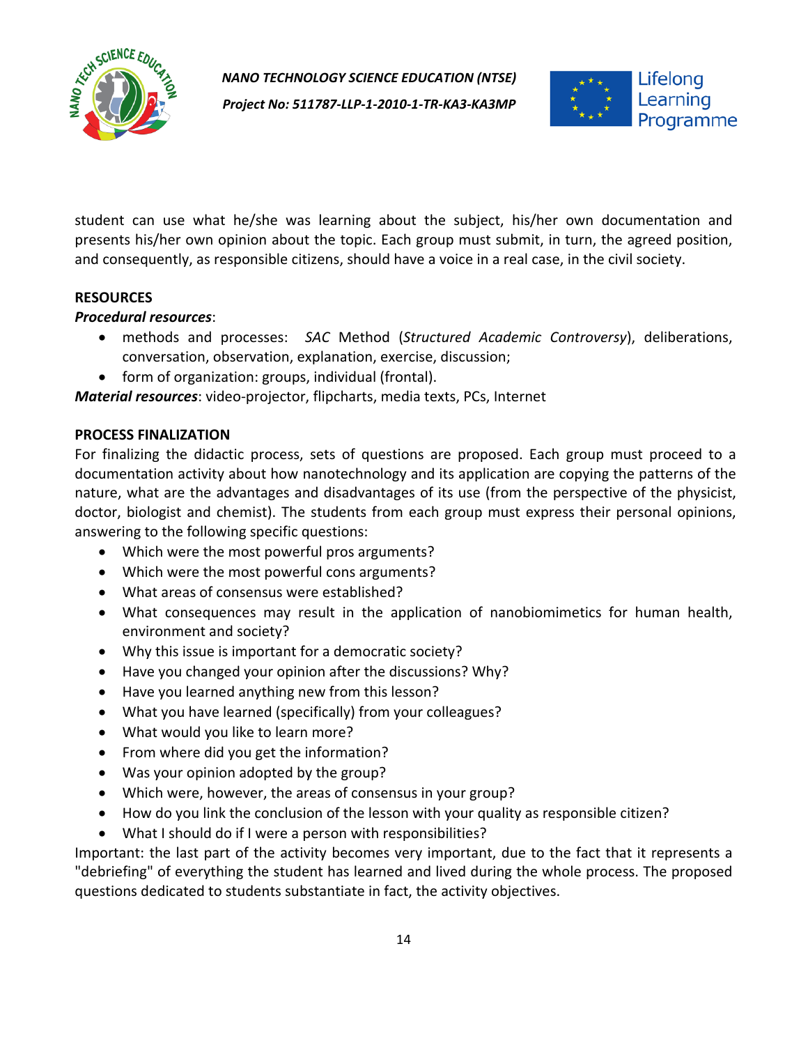student can use what he/she was learning about the subject, his/her own documentation and presents his/her own opinion about the topic. Each group must submit, in turn, the agreed position, and consequently, as responsible citizens, should have a voice in a real case, in the civil society.

**RESOURCES**

***Procedural resources***:

- methods and processes: *SAC* Method (*Structured Academic Controversy*), deliberations, conversation, observation, explanation, exercise, discussion;
- form of organization: groups, individual (frontal).

***Material resources***: video-projector, flipcharts, media texts, PCs, Internet

**PROCESS FINALIZATION**

For finalizing the didactic process, sets of questions are proposed. Each group must proceed to a documentation activity about how nanotechnology and its application are copying the patterns of the nature, what are the advantages and disadvantages of its use (from the perspective of the physicist, doctor, biologist and chemist). The students from each group must express their personal opinions, answering to the following specific questions:

- Which were the most powerful pros arguments?
- Which were the most powerful cons arguments?
- What areas of consensus were established?
- What consequences may result in the application of nanobiomimetics for human health, environment and society?
- Why this issue is important for a democratic society?
- Have you changed your opinion after the discussions? Why?
- Have you learned anything new from this lesson?
- What you have learned (specifically) from your colleagues?
- What would you like to learn more?
- From where did you get the information?
- Was your opinion adopted by the group?
- Which were, however, the areas of consensus in your group?
- How do you link the conclusion of the lesson with your quality as responsible citizen?
- What I should do if I were a person with responsibilities?

Important: the last part of the activity becomes very important, due to the fact that it represents a "debriefing" of everything the student has learned and lived during the whole process. The proposed questions dedicated to students substantiate in fact, the activity objectives.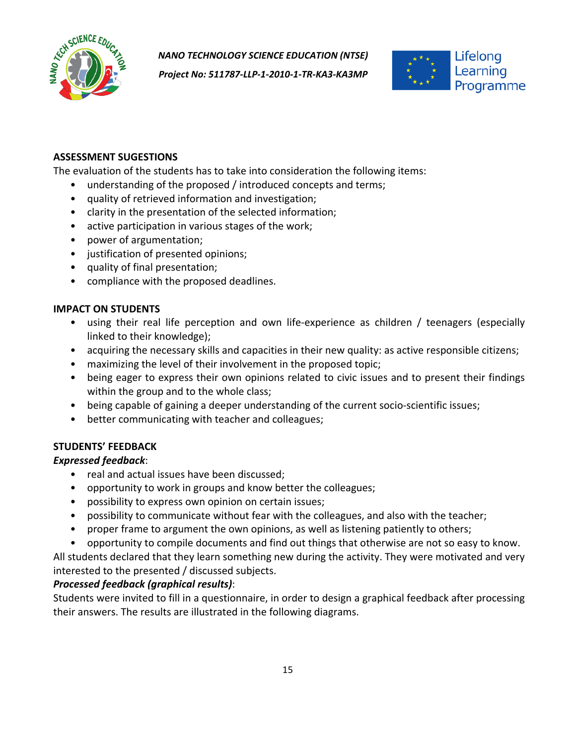## ASSESSMENT SUGESTIONS

The evaluation of the students has to take into consideration the following items:

- understanding of the proposed / introduced concepts and terms;
- quality of retrieved information and investigation;
- clarity in the presentation of the selected information;
- active participation in various stages of the work;
- power of argumentation;
- justification of presented opinions;
- quality of final presentation;
- compliance with the proposed deadlines.

## IMPACT ON STUDENTS

- using their real life perception and own life-experience as children / teenagers (especially linked to their knowledge);
- acquiring the necessary skills and capacities in their new quality: as active responsible citizens;
- maximizing the level of their involvement in the proposed topic;
- being eager to express their own opinions related to civic issues and to present their findings within the group and to the whole class;
- being capable of gaining a deeper understanding of the current socio-scientific issues;
- better communicating with teacher and colleagues;

## STUDENTS' FEEDBACK

***Expressed feedback***:

- real and actual issues have been discussed;
- opportunity to work in groups and know better the colleagues;
- possibility to express own opinion on certain issues;
- possibility to communicate without fear with the colleagues, and also with the teacher;
- proper frame to argument the own opinions, as well as listening patiently to others;
- opportunity to compile documents and find out things that otherwise are not so easy to know.

All students declared that they learn something new during the activity. They were motivated and very interested to the presented / discussed subjects.

***Processed feedback (graphical results)***:

Students were invited to fill in a questionnaire, in order to design a graphical feedback after processing their answers. The results are illustrated in the following diagrams.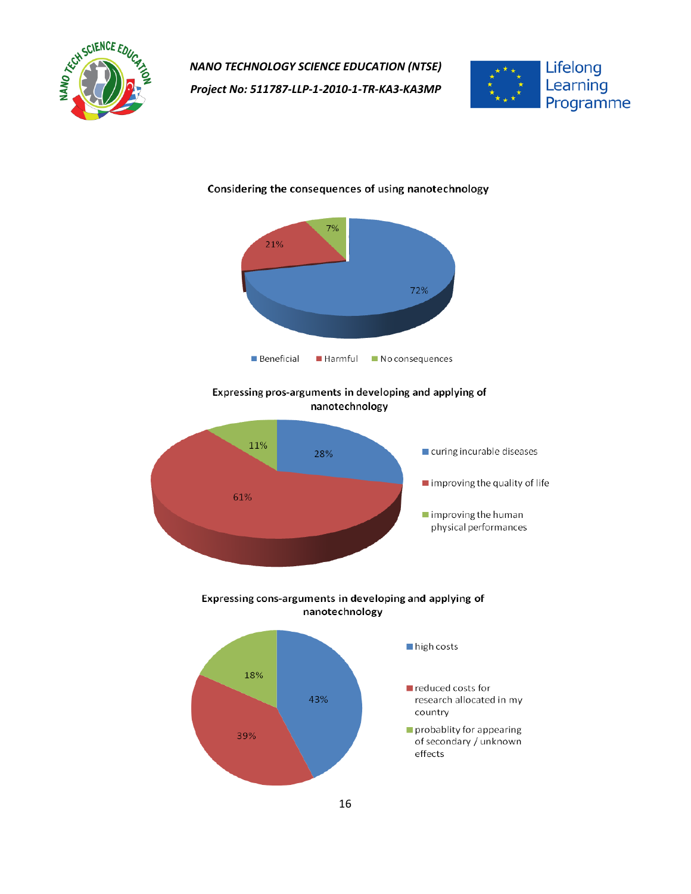**Considering the consequences of using nanotechnology**

| Category | Percentage |
|---|---|
| Beneficial | 72% |
| Harmful | 21% |
| No consequences | 7% |

**Expressing pros-arguments in developing and applying of nanotechnology**

| Category | Percentage |
|---|---|
| curing incurable diseases | 28% |
| improving the quality of life | 61% |
| improving the human physical performances | 11% |

**Expressing cons-arguments in developing and applying of nanotechnology**

| Category | Percentage |
|---|---|
| high costs | 43% |
| reduced costs for research allocated in my country | 39% |
| probablity for appearing of secondary / unknown effects | 18% |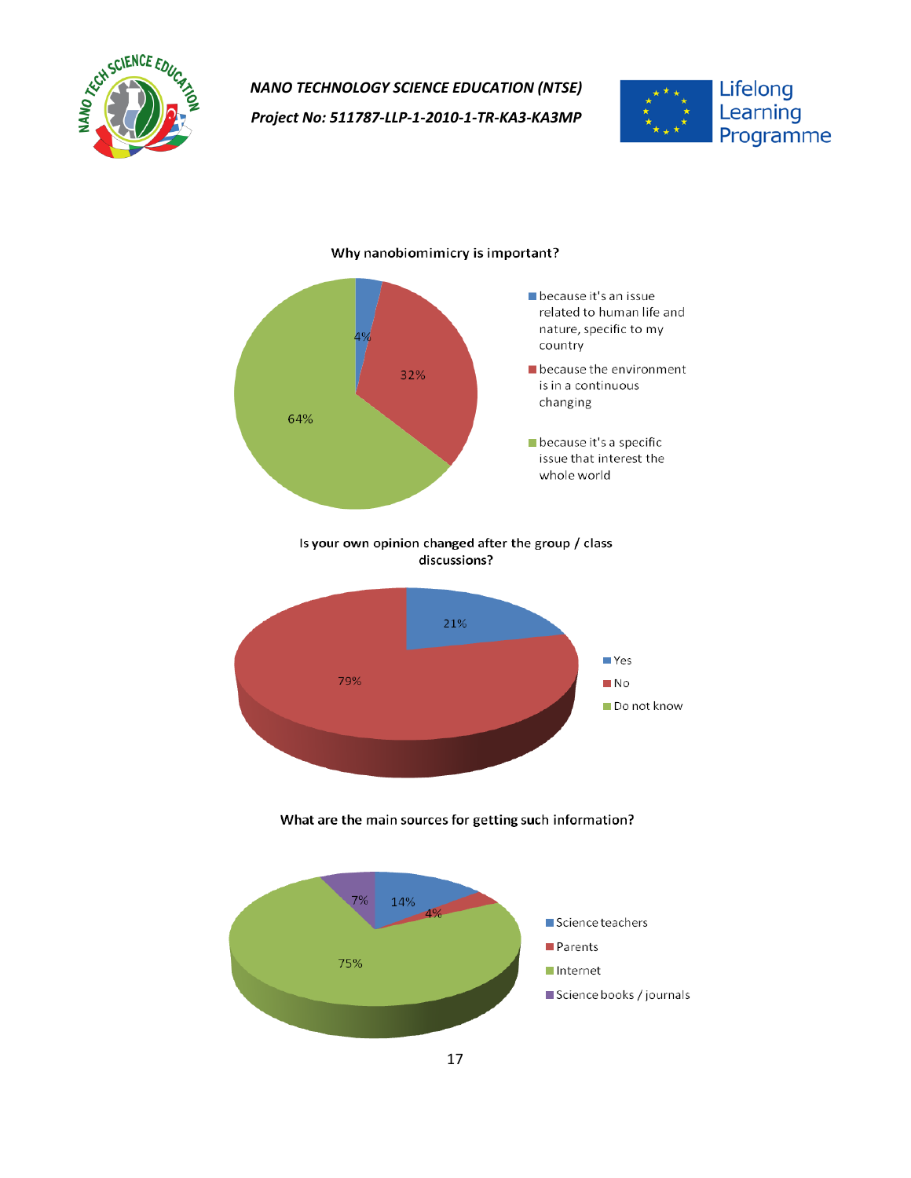Why nanobiomimicry is important?

| Response | Percentage |
| --- | --- |
| because it's an issue related to human life and nature, specific to my country | 4% |
| because the environment is in a continuous changing | 32% |
| because it's a specific issue that interest the whole world | 64% |

Is your own opinion changed after the group / class discussions?

| Response | Percentage |
| --- | --- |
| Yes | 21% |
| No | 79% |
| Do not know | |

What are the main sources for getting such information?

| Source | Percentage |
| --- | --- |
| Science teachers | 14% |
| Parents | 4% |
| Internet | 75% |
| Science books / journals | 7% |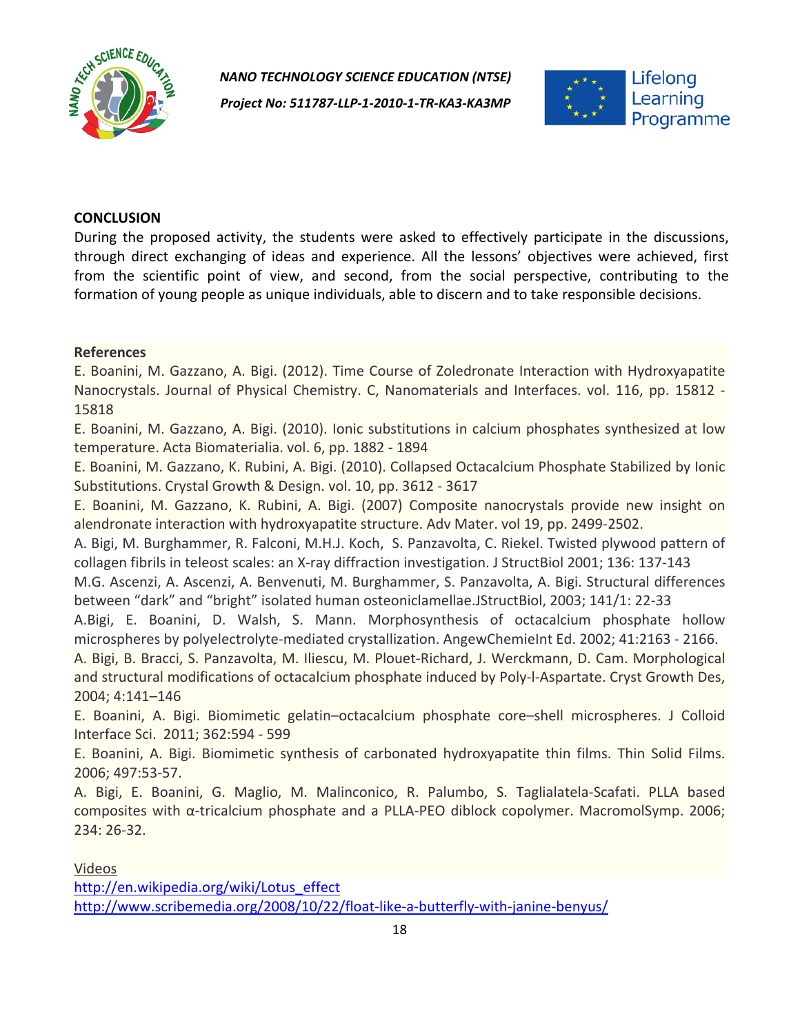## CONCLUSION

During the proposed activity, the students were asked to effectively participate in the discussions, through direct exchanging of ideas and experience. All the lessons' objectives were achieved, first from the scientific point of view, and second, from the social perspective, contributing to the formation of young people as unique individuals, able to discern and to take responsible decisions.

**References**

E. Boanini, M. Gazzano, A. Bigi. (2012). Time Course of Zoledronate Interaction with Hydroxyapatite Nanocrystals. Journal of Physical Chemistry. C, Nanomaterials and Interfaces. vol. 116, pp. 15812 - 15818

E. Boanini, M. Gazzano, A. Bigi. (2010). Ionic substitutions in calcium phosphates synthesized at low temperature. Acta Biomaterialia. vol. 6, pp. 1882 - 1894

E. Boanini, M. Gazzano, K. Rubini, A. Bigi. (2010). Collapsed Octacalcium Phosphate Stabilized by Ionic Substitutions. Crystal Growth & Design. vol. 10, pp. 3612 - 3617

E. Boanini, M. Gazzano, K. Rubini, A. Bigi. (2007) Composite nanocrystals provide new insight on alendronate interaction with hydroxyapatite structure. Adv Mater. vol 19, pp. 2499-2502.

A. Bigi, M. Burghammer, R. Falconi, M.H.J. Koch, S. Panzavolta, C. Riekel. Twisted plywood pattern of collagen fibrils in teleost scales: an X-ray diffraction investigation. J StructBiol 2001; 136: 137-143

M.G. Ascenzi, A. Ascenzi, A. Benvenuti, M. Burghammer, S. Panzavolta, A. Bigi. Structural differences between "dark" and "bright" isolated human osteoniclamellae.JStructBiol, 2003; 141/1: 22-33

A.Bigi, E. Boanini, D. Walsh, S. Mann. Morphosynthesis of octacalcium phosphate hollow microspheres by polyelectrolyte-mediated crystallization. AngewChemieInt Ed. 2002; 41:2163 - 2166.

A. Bigi, B. Bracci, S. Panzavolta, M. Iliescu, M. Plouet-Richard, J. Werckmann, D. Cam. Morphological and structural modifications of octacalcium phosphate induced by Poly-l-Aspartate. Cryst Growth Des, 2004; 4:141–146

E. Boanini, A. Bigi. Biomimetic gelatin–octacalcium phosphate core–shell microspheres. J Colloid Interface Sci. 2011; 362:594 - 599

E. Boanini, A. Bigi. Biomimetic synthesis of carbonated hydroxyapatite thin films. Thin Solid Films. 2006; 497:53-57.

A. Bigi, E. Boanini, G. Maglio, M. Malinconico, R. Palumbo, S. Taglialatela-Scafati. PLLA based composites with α-tricalcium phosphate and a PLLA-PEO diblock copolymer. MacromolSymp. 2006; 234: 26-32.

Videos

http://en.wikipedia.org/wiki/Lotus_effect

http://www.scribemedia.org/2008/10/22/float-like-a-butterfly-with-janine-benyus/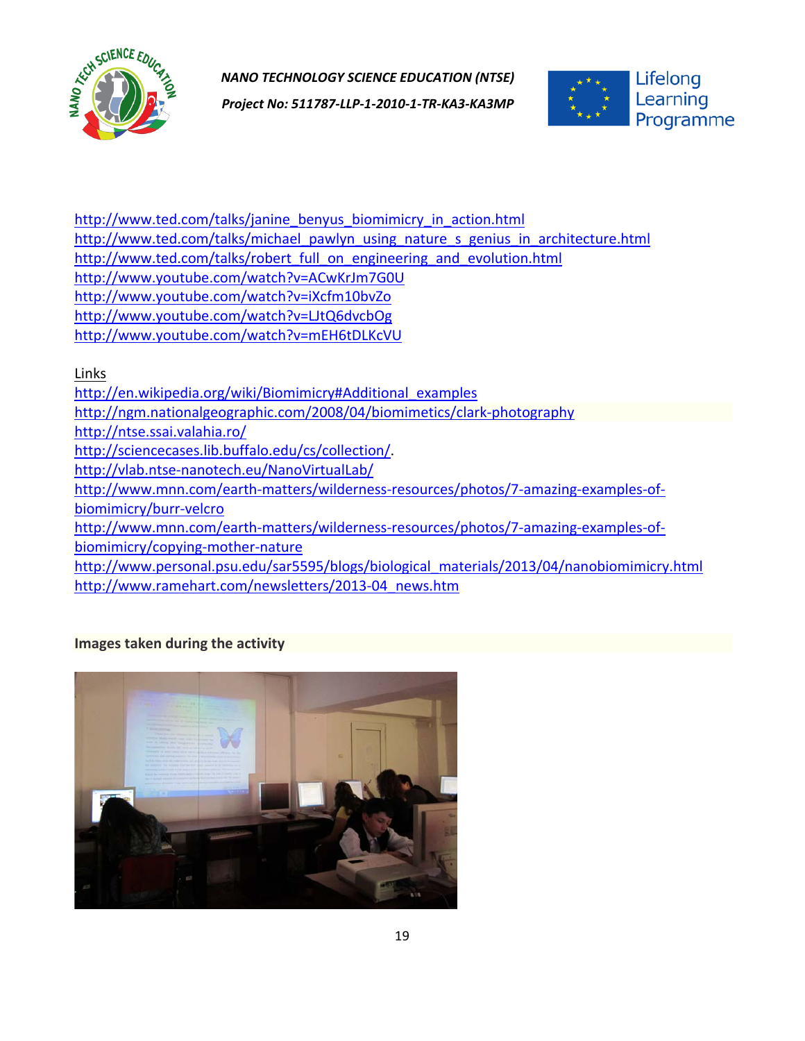http://www.ted.com/talks/janine_benyus_biomimicry_in_action.html
http://www.ted.com/talks/michael_pawlyn_using_nature_s_genius_in_architecture.html
http://www.ted.com/talks/robert_full_on_engineering_and_evolution.html
http://www.youtube.com/watch?v=ACwKrJm7G0U
http://www.youtube.com/watch?v=iXcfm10bvZo
http://www.youtube.com/watch?v=LJtQ6dvcbOg
http://www.youtube.com/watch?v=mEH6tDLKcVU

Links
http://en.wikipedia.org/wiki/Biomimicry#Additional_examples
http://ngm.nationalgeographic.com/2008/04/biomimetics/clark-photography
http://ntse.ssai.valahia.ro/
http://sciencecases.lib.buffalo.edu/cs/collection/.
http://vlab.ntse-nanotech.eu/NanoVirtualLab/
http://www.mnn.com/earth-matters/wilderness-resources/photos/7-amazing-examples-of-biomimicry/burr-velcro
http://www.mnn.com/earth-matters/wilderness-resources/photos/7-amazing-examples-of-biomimicry/copying-mother-nature
http://www.personal.psu.edu/sar5595/blogs/biological_materials/2013/04/nanobiomimicry.html
http://www.ramehart.com/newsletters/2013-04_news.htm

**Images taken during the activity**